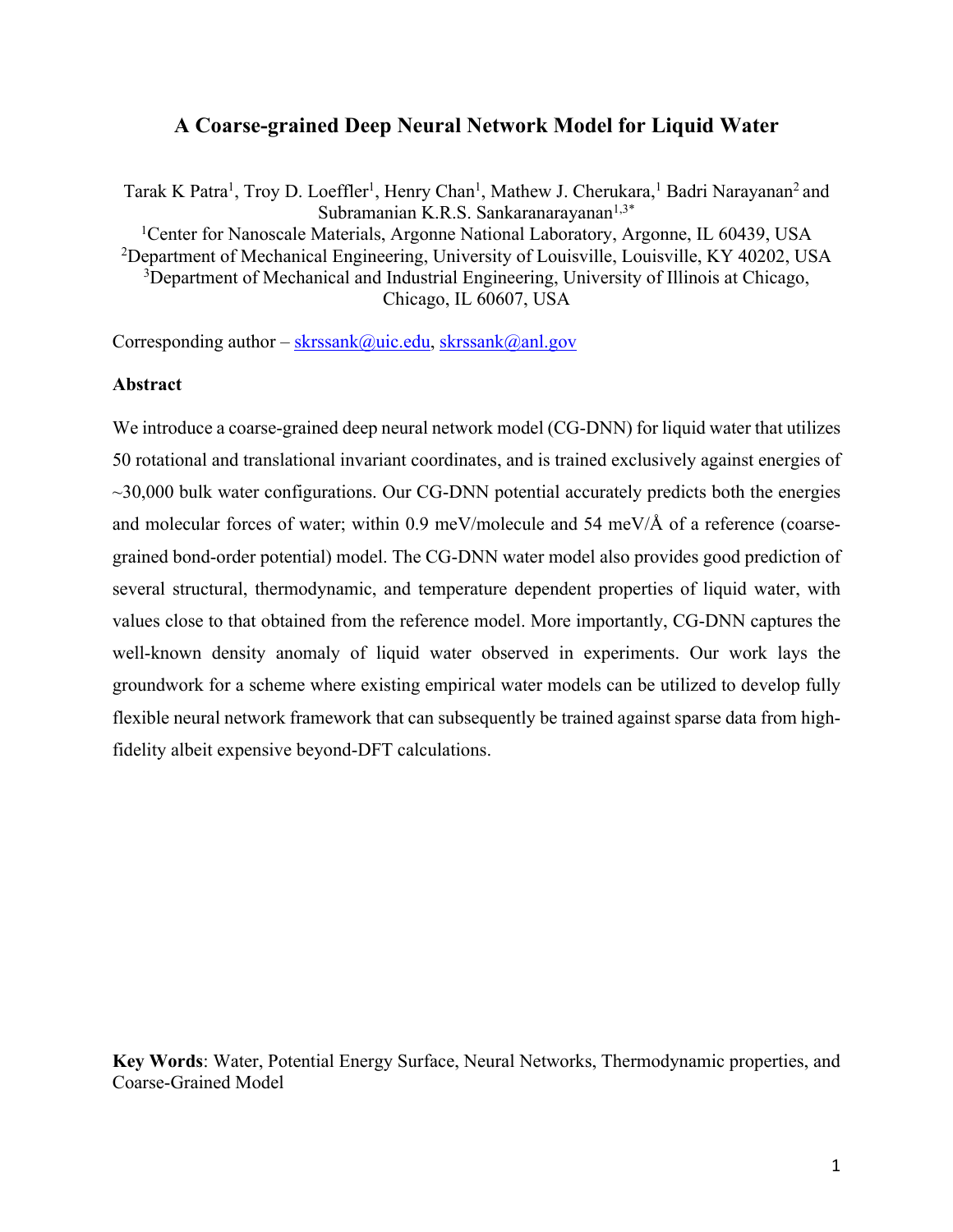# A Coarse-grained Deep Neural Network Model for Liquid Water

Tarak K Patra[1], Troy D. Loeffler[1], Henry Chan[1], Mathew J. Cherukara,[1] Badri Narayanan[2] and Subramanian K.R.S. Sankaranarayanan[1,3*]

[1]Center for Nanoscale Materials, Argonne National Laboratory, Argonne, IL 60439, USA
[2]Department of Mechanical Engineering, University of Louisville, Louisville, KY 40202, USA
[3]Department of Mechanical and Industrial Engineering, University of Illinois at Chicago, Chicago, IL 60607, USA

Corresponding author – skrssank@uic.edu, skrssank@anl.gov

**Abstract**

We introduce a coarse-grained deep neural network model (CG-DNN) for liquid water that utilizes 50 rotational and translational invariant coordinates, and is trained exclusively against energies of ~30,000 bulk water configurations. Our CG-DNN potential accurately predicts both the energies and molecular forces of water; within 0.9 meV/molecule and 54 meV/Å of a reference (coarse-grained bond-order potential) model. The CG-DNN water model also provides good prediction of several structural, thermodynamic, and temperature dependent properties of liquid water, with values close to that obtained from the reference model. More importantly, CG-DNN captures the well-known density anomaly of liquid water observed in experiments. Our work lays the groundwork for a scheme where existing empirical water models can be utilized to develop fully flexible neural network framework that can subsequently be trained against sparse data from high-fidelity albeit expensive beyond-DFT calculations.

**Key Words**: Water, Potential Energy Surface, Neural Networks, Thermodynamic properties, and Coarse-Grained Model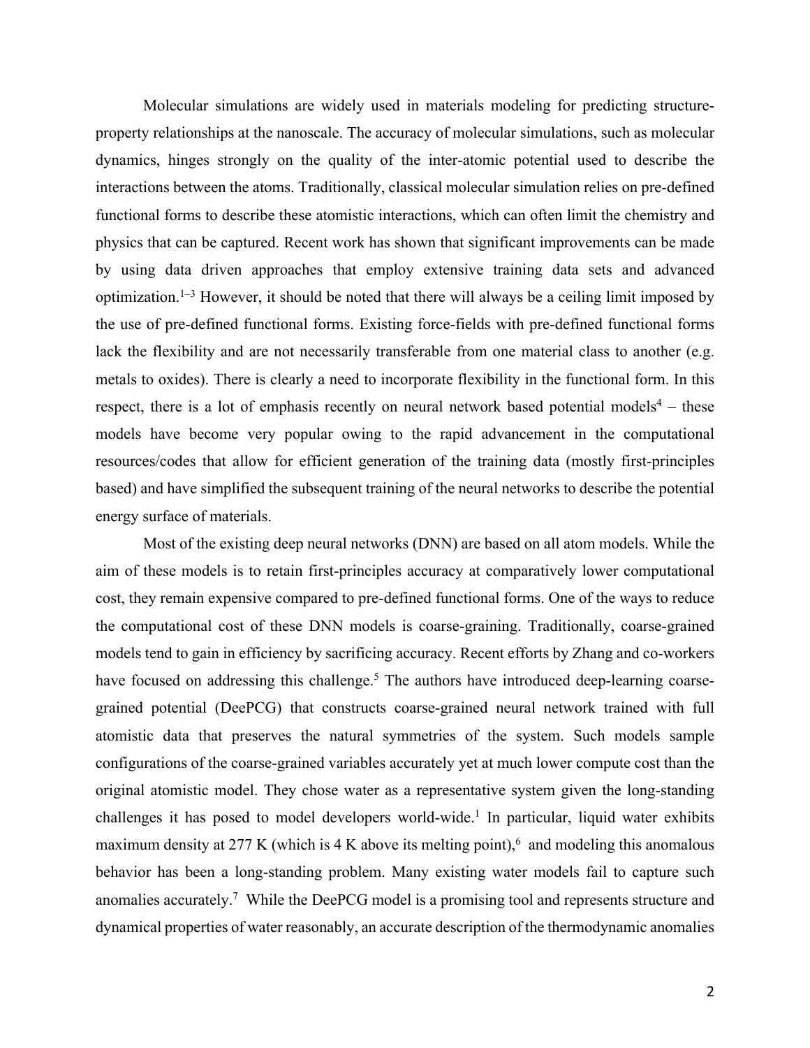Molecular simulations are widely used in materials modeling for predicting structure-property relationships at the nanoscale. The accuracy of molecular simulations, such as molecular dynamics, hinges strongly on the quality of the inter-atomic potential used to describe the interactions between the atoms. Traditionally, classical molecular simulation relies on pre-defined functional forms to describe these atomistic interactions, which can often limit the chemistry and physics that can be captured. Recent work has shown that significant improvements can be made by using data driven approaches that employ extensive training data sets and advanced optimization.[1–3] However, it should be noted that there will always be a ceiling limit imposed by the use of pre-defined functional forms. Existing force-fields with pre-defined functional forms lack the flexibility and are not necessarily transferable from one material class to another (e.g. metals to oxides). There is clearly a need to incorporate flexibility in the functional form. In this respect, there is a lot of emphasis recently on neural network based potential models[4] – these models have become very popular owing to the rapid advancement in the computational resources/codes that allow for efficient generation of the training data (mostly first-principles based) and have simplified the subsequent training of the neural networks to describe the potential energy surface of materials.

Most of the existing deep neural networks (DNN) are based on all atom models. While the aim of these models is to retain first-principles accuracy at comparatively lower computational cost, they remain expensive compared to pre-defined functional forms. One of the ways to reduce the computational cost of these DNN models is coarse-graining. Traditionally, coarse-grained models tend to gain in efficiency by sacrificing accuracy. Recent efforts by Zhang and co-workers have focused on addressing this challenge.[5] The authors have introduced deep-learning coarse-grained potential (DeePCG) that constructs coarse-grained neural network trained with full atomistic data that preserves the natural symmetries of the system. Such models sample configurations of the coarse-grained variables accurately yet at much lower compute cost than the original atomistic model. They chose water as a representative system given the long-standing challenges it has posed to model developers world-wide.[1] In particular, liquid water exhibits maximum density at 277 K (which is 4 K above its melting point),[6] and modeling this anomalous behavior has been a long-standing problem. Many existing water models fail to capture such anomalies accurately.[7] While the DeePCG model is a promising tool and represents structure and dynamical properties of water reasonably, an accurate description of the thermodynamic anomalies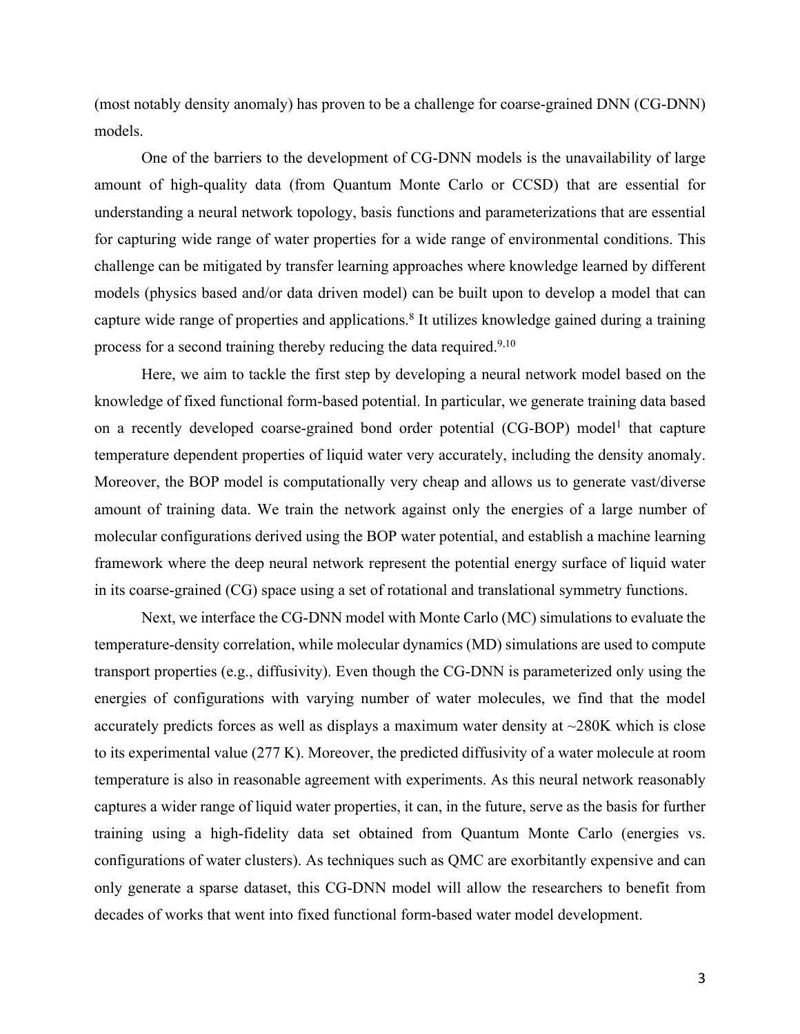(most notably density anomaly) has proven to be a challenge for coarse-grained DNN (CG-DNN) models.

One of the barriers to the development of CG-DNN models is the unavailability of large amount of high-quality data (from Quantum Monte Carlo or CCSD) that are essential for understanding a neural network topology, basis functions and parameterizations that are essential for capturing wide range of water properties for a wide range of environmental conditions. This challenge can be mitigated by transfer learning approaches where knowledge learned by different models (physics based and/or data driven model) can be built upon to develop a model that can capture wide range of properties and applications.[8] It utilizes knowledge gained during a training process for a second training thereby reducing the data required.[9,10]

Here, we aim to tackle the first step by developing a neural network model based on the knowledge of fixed functional form-based potential. In particular, we generate training data based on a recently developed coarse-grained bond order potential (CG-BOP) model[1] that capture temperature dependent properties of liquid water very accurately, including the density anomaly. Moreover, the BOP model is computationally very cheap and allows us to generate vast/diverse amount of training data. We train the network against only the energies of a large number of molecular configurations derived using the BOP water potential, and establish a machine learning framework where the deep neural network represent the potential energy surface of liquid water in its coarse-grained (CG) space using a set of rotational and translational symmetry functions.

Next, we interface the CG-DNN model with Monte Carlo (MC) simulations to evaluate the temperature-density correlation, while molecular dynamics (MD) simulations are used to compute transport properties (e.g., diffusivity). Even though the CG-DNN is parameterized only using the energies of configurations with varying number of water molecules, we find that the model accurately predicts forces as well as displays a maximum water density at ~280K which is close to its experimental value (277 K). Moreover, the predicted diffusivity of a water molecule at room temperature is also in reasonable agreement with experiments. As this neural network reasonably captures a wider range of liquid water properties, it can, in the future, serve as the basis for further training using a high-fidelity data set obtained from Quantum Monte Carlo (energies vs. configurations of water clusters). As techniques such as QMC are exorbitantly expensive and can only generate a sparse dataset, this CG-DNN model will allow the researchers to benefit from decades of works that went into fixed functional form-based water model development.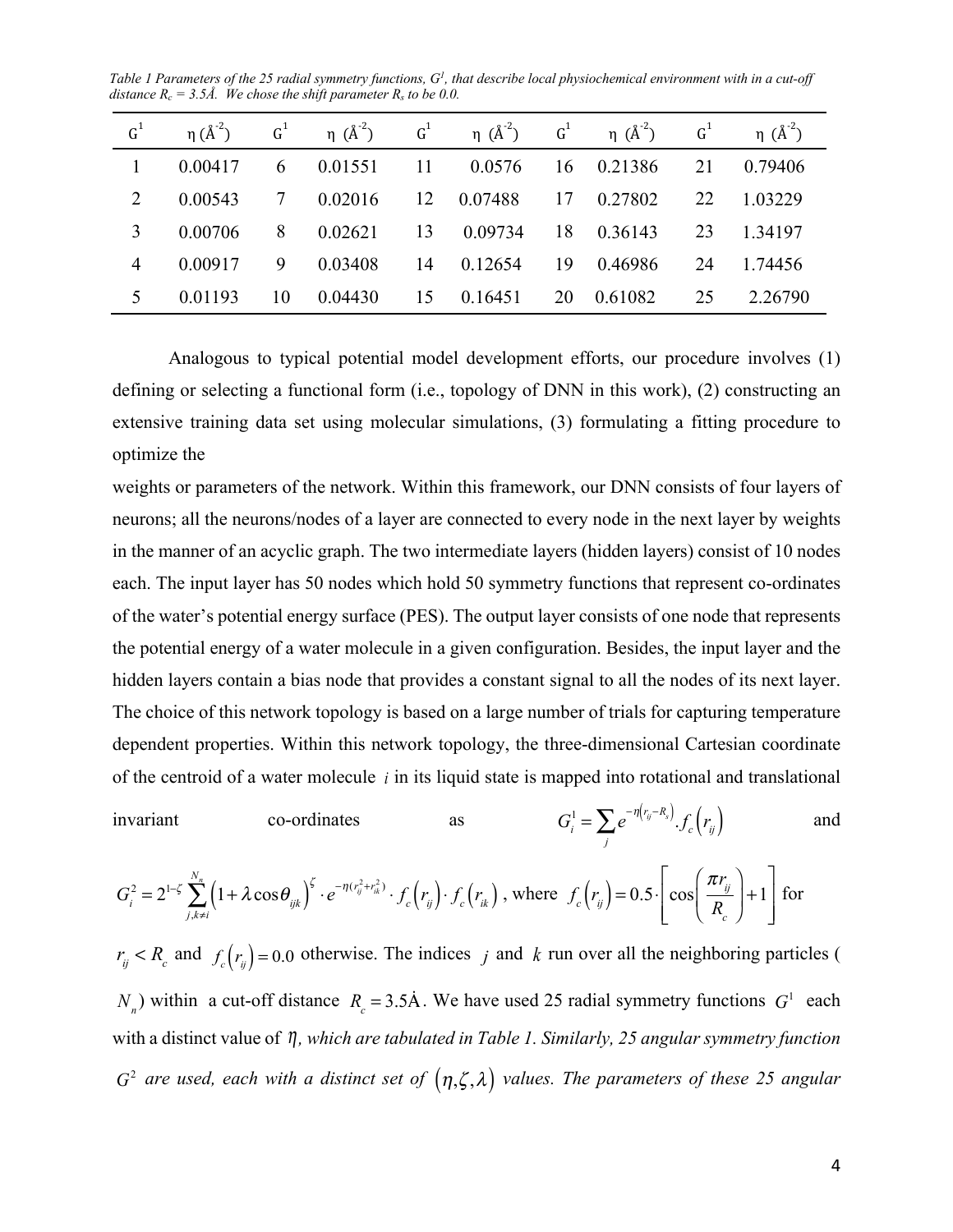*Table 1 Parameters of the 25 radial symmetry functions, $G^1$, that describe local physiochemical environment with in a cut-off distance $R_c$ = 3.5Å. We chose the shift parameter $R_s$ to be 0.0.*

| $G^1$ | η (Å$^{-2}$) | $G^1$ | η (Å$^{-2}$) | $G^1$ | η (Å$^{-2}$) | $G^1$ | η (Å$^{-2}$) | $G^1$ | η (Å$^{-2}$) |
|---|---|---|---|---|---|---|---|---|---|
| 1 | 0.00417 | 6 | 0.01551 | 11 | 0.0576 | 16 | 0.21386 | 21 | 0.79406 |
| 2 | 0.00543 | 7 | 0.02016 | 12 | 0.07488 | 17 | 0.27802 | 22 | 1.03229 |
| 3 | 0.00706 | 8 | 0.02621 | 13 | 0.09734 | 18 | 0.36143 | 23 | 1.34197 |
| 4 | 0.00917 | 9 | 0.03408 | 14 | 0.12654 | 19 | 0.46986 | 24 | 1.74456 |
| 5 | 0.01193 | 10 | 0.04430 | 15 | 0.16451 | 20 | 0.61082 | 25 | 2.26790 |

Analogous to typical potential model development efforts, our procedure involves (1) defining or selecting a functional form (i.e., topology of DNN in this work), (2) constructing an extensive training data set using molecular simulations, (3) formulating a fitting procedure to optimize the weights or parameters of the network. Within this framework, our DNN consists of four layers of neurons; all the neurons/nodes of a layer are connected to every node in the next layer by weights in the manner of an acyclic graph. The two intermediate layers (hidden layers) consist of 10 nodes each. The input layer has 50 nodes which hold 50 symmetry functions that represent co-ordinates of the water's potential energy surface (PES). The output layer consists of one node that represents the potential energy of a water molecule in a given configuration. Besides, the input layer and the hidden layers contain a bias node that provides a constant signal to all the nodes of its next layer. The choice of this network topology is based on a large number of trials for capturing temperature dependent properties. Within this network topology, the three-dimensional Cartesian coordinate of the centroid of a water molecule $i$ in its liquid state is mapped into rotational and translational invariant co-ordinates as $G_i^1 = \sum_j e^{-\eta\left(r_{ij}-R_s\right)} \cdot f_c\left(r_{ij}\right)$ and $G_i^2 = 2^{1-\zeta} \sum_{j,k\neq i}^{N_n} \left(1+\lambda\cos\theta_{ijk}\right)^{\zeta} \cdot e^{-\eta\left(r_{ij}^2+r_{ik}^2\right)} \cdot f_c\left(r_{ij}\right) \cdot f_c\left(r_{ik}\right)$, where $f_c\left(r_{ij}\right) = 0.5 \cdot \left[\cos\left(\frac{\pi r_{ij}}{R_c}\right)+1\right]$ for $r_{ij} < R_c$ and $f_c\left(r_{ij}\right) = 0.0$ otherwise. The indices $j$ and $k$ run over all the neighboring particles ($N_n$) within a cut-off distance $R_c = 3.5\text{Å}$. We have used 25 radial symmetry functions $G^1$ each with a distinct value of $\eta$*, which are tabulated in Table 1. Similarly, 25 angular symmetry function* $G^2$ *are used, each with a distinct set of* $(\eta,\zeta,\lambda)$ *values. The parameters of these 25 angular*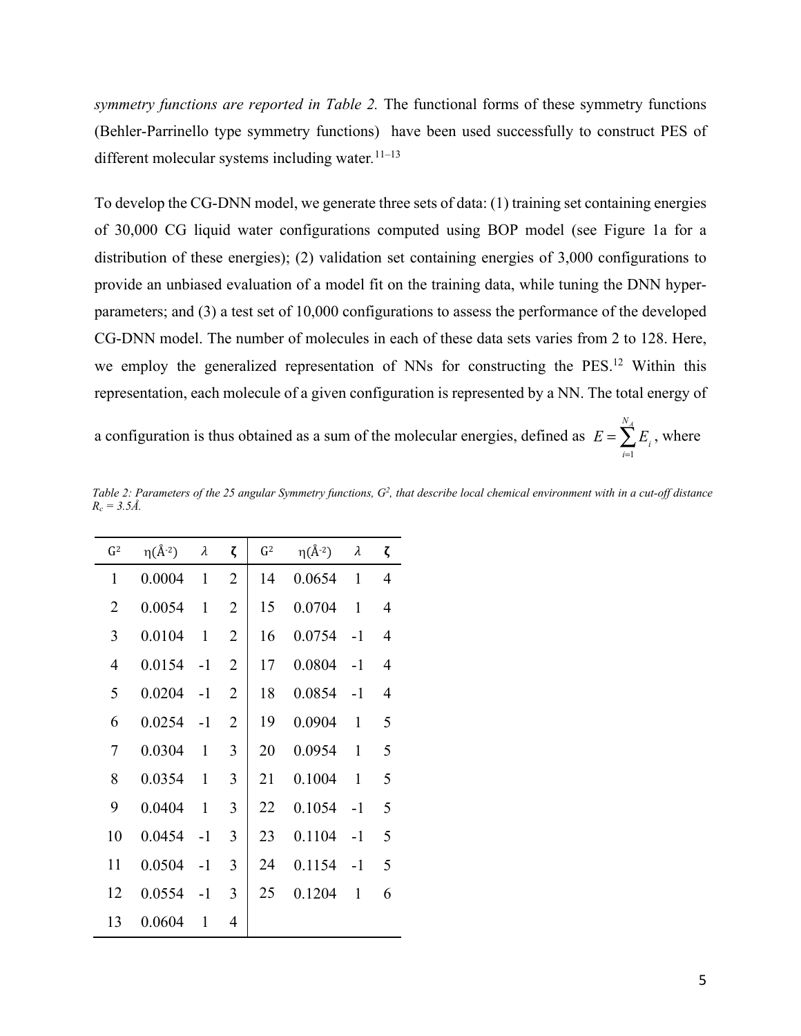*symmetry functions are reported in Table 2.* The functional forms of these symmetry functions (Behler-Parrinello type symmetry functions) have been used successfully to construct PES of different molecular systems including water.[11–13]

To develop the CG-DNN model, we generate three sets of data: (1) training set containing energies of 30,000 CG liquid water configurations computed using BOP model (see Figure 1a for a distribution of these energies); (2) validation set containing energies of 3,000 configurations to provide an unbiased evaluation of a model fit on the training data, while tuning the DNN hyper-parameters; and (3) a test set of 10,000 configurations to assess the performance of the developed CG-DNN model. The number of molecules in each of these data sets varies from 2 to 128. Here, we employ the generalized representation of NNs for constructing the PES.[12] Within this representation, each molecule of a given configuration is represented by a NN. The total energy of a configuration is thus obtained as a sum of the molecular energies, defined as $E = \sum_{i=1}^{N_A} E_i$, where

*Table 2: Parameters of the 25 angular Symmetry functions, $G^2$, that describe local chemical environment with in a cut-off distance $R_c$ = 3.5Å.*

| $G^2$ | η(Å$^{-2}$) | λ | ζ | $G^2$ | η(Å$^{-2}$) | λ | ζ |
|---|---|---|---|---|---|---|---|
| 1 | 0.0004 | 1 | 2 | 14 | 0.0654 | 1 | 4 |
| 2 | 0.0054 | 1 | 2 | 15 | 0.0704 | 1 | 4 |
| 3 | 0.0104 | 1 | 2 | 16 | 0.0754 | -1 | 4 |
| 4 | 0.0154 | -1 | 2 | 17 | 0.0804 | -1 | 4 |
| 5 | 0.0204 | -1 | 2 | 18 | 0.0854 | -1 | 4 |
| 6 | 0.0254 | -1 | 2 | 19 | 0.0904 | 1 | 5 |
| 7 | 0.0304 | 1 | 3 | 20 | 0.0954 | 1 | 5 |
| 8 | 0.0354 | 1 | 3 | 21 | 0.1004 | 1 | 5 |
| 9 | 0.0404 | 1 | 3 | 22 | 0.1054 | -1 | 5 |
| 10 | 0.0454 | -1 | 3 | 23 | 0.1104 | -1 | 5 |
| 11 | 0.0504 | -1 | 3 | 24 | 0.1154 | -1 | 5 |
| 12 | 0.0554 | -1 | 3 | 25 | 0.1204 | 1 | 6 |
| 13 | 0.0604 | 1 | 4 | | | | |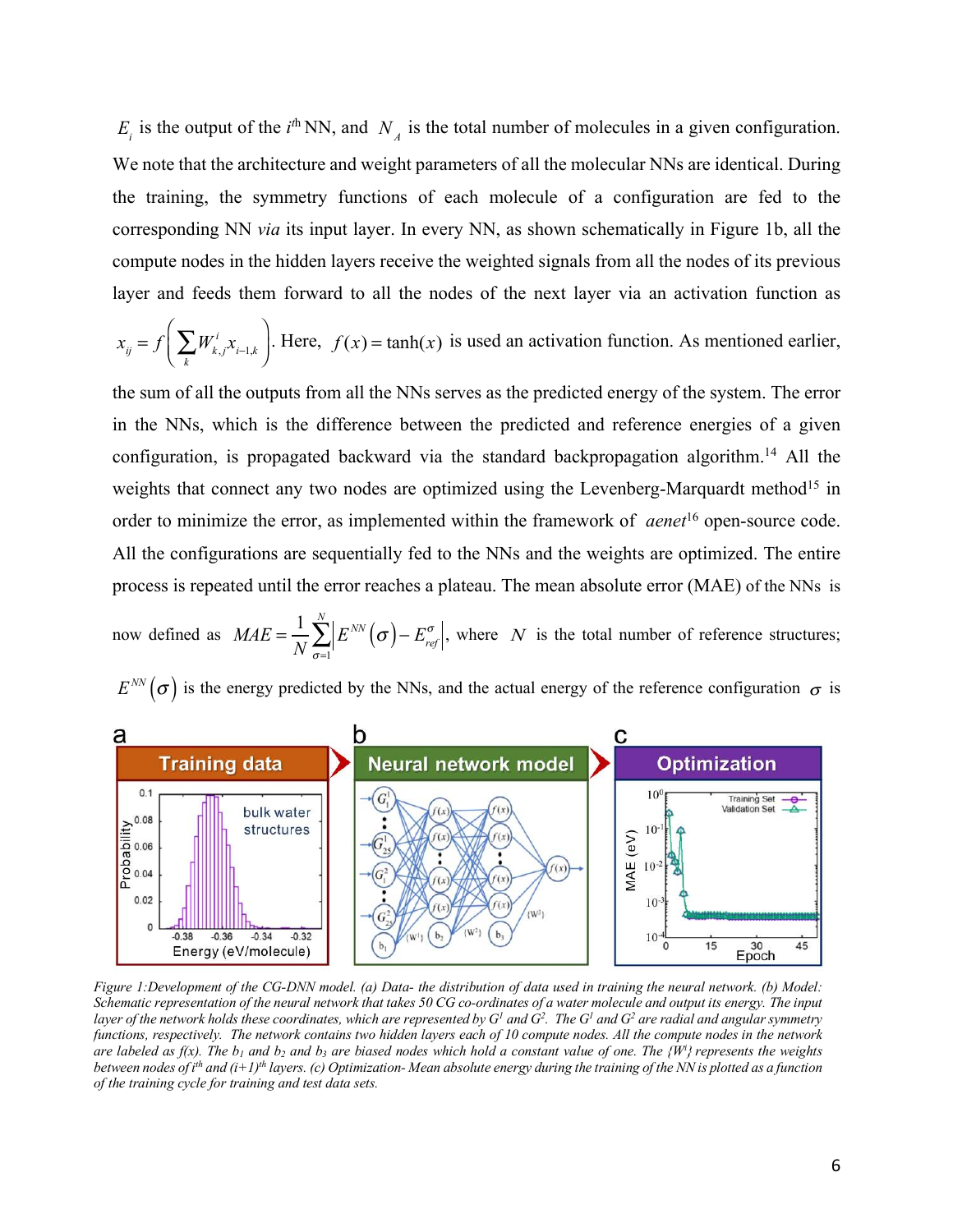$E_i$ is the output of the $i^{th}$ NN, and $N_A$ is the total number of molecules in a given configuration. We note that the architecture and weight parameters of all the molecular NNs are identical. During the training, the symmetry functions of each molecule of a configuration are fed to the corresponding NN *via* its input layer. In every NN, as shown schematically in Figure 1b, all the compute nodes in the hidden layers receive the weighted signals from all the nodes of its previous layer and feeds them forward to all the nodes of the next layer via an activation function as $x_{ij} = f\left(\sum_k W^i_{k,j} x_{i-1,k}\right)$. Here, $f(x) = \tanh(x)$ is used an activation function. As mentioned earlier, the sum of all the outputs from all the NNs serves as the predicted energy of the system. The error in the NNs, which is the difference between the predicted and reference energies of a given configuration, is propagated backward via the standard backpropagation algorithm.[14] All the weights that connect any two nodes are optimized using the Levenberg-Marquardt method[15] in order to minimize the error, as implemented within the framework of *aenet*[16] open-source code. All the configurations are sequentially fed to the NNs and the weights are optimized. The entire process is repeated until the error reaches a plateau. The mean absolute error (MAE) of the NNs is now defined as $MAE = \frac{1}{N}\sum_{\sigma=1}^{N}\left|E^{NN}(\sigma) - E^{\sigma}_{ref}\right|$, where $N$ is the total number of reference structures; $E^{NN}(\sigma)$ is the energy predicted by the NNs, and the actual energy of the reference configuration $\sigma$ is

*Figure 1:Development of the CG-DNN model. (a) Data- the distribution of data used in training the neural network. (b) Model: Schematic representation of the neural network that takes 50 CG co-ordinates of a water molecule and output its energy. The input layer of the network holds these coordinates, which are represented by $G^1$ and $G^2$. The $G^1$ and $G^2$ are radial and angular symmetry functions, respectively. The network contains two hidden layers each of 10 compute nodes. All the compute nodes in the network are labeled as f(x). The $b_1$ and $b_2$ and $b_3$ are biased nodes which hold a constant value of one. The $\{W^i\}$ represents the weights between nodes of $i^{th}$ and $(i+1)^{th}$ layers. (c) Optimization- Mean absolute energy during the training of the NN is plotted as a function of the training cycle for training and test data sets.*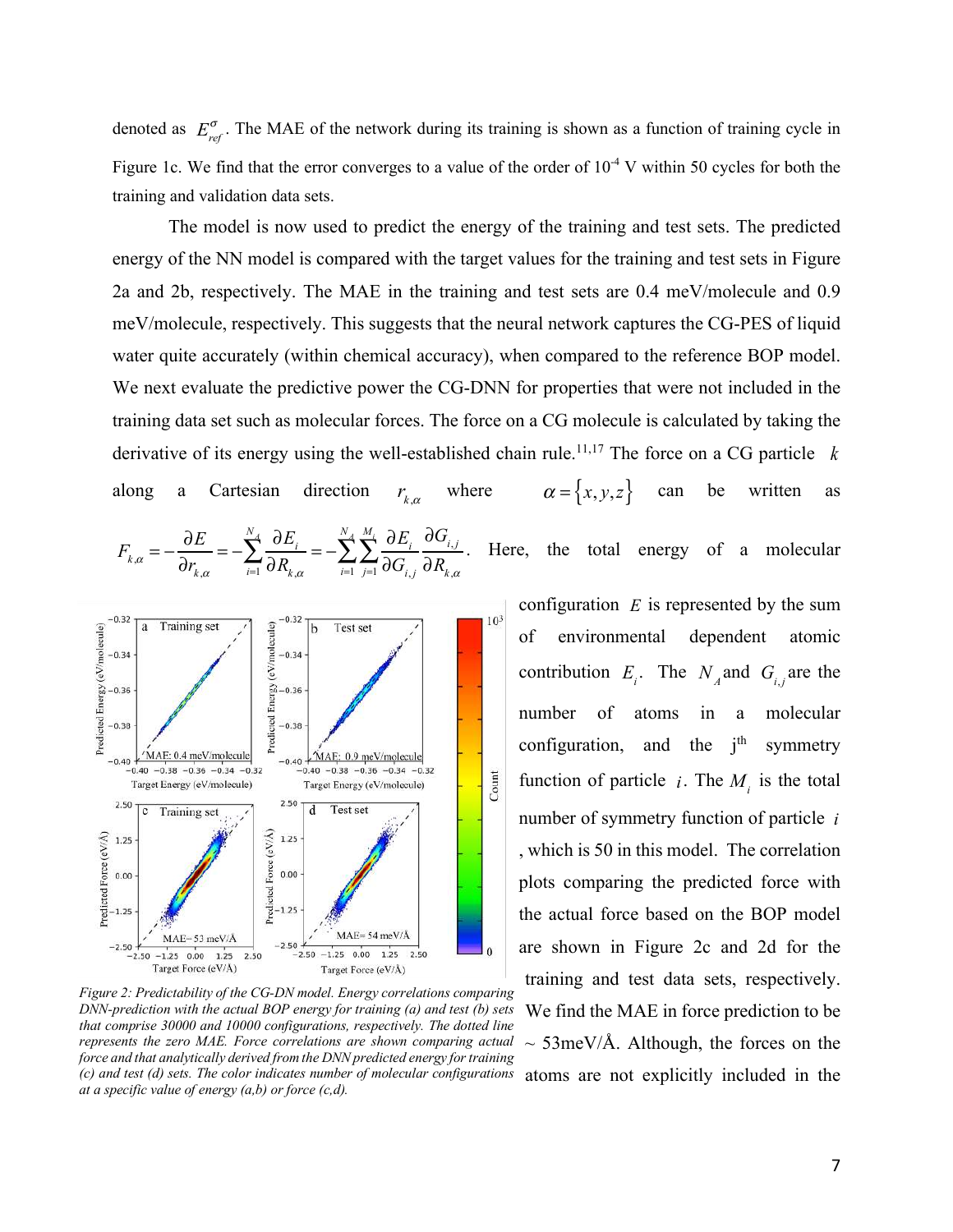denoted as $E_{ref}^{\sigma}$. The MAE of the network during its training is shown as a function of training cycle in Figure 1c. We find that the error converges to a value of the order of $10^{-4}$ V within 50 cycles for both the training and validation data sets.

The model is now used to predict the energy of the training and test sets. The predicted energy of the NN model is compared with the target values for the training and test sets in Figure 2a and 2b, respectively. The MAE in the training and test sets are 0.4 meV/molecule and 0.9 meV/molecule, respectively. This suggests that the neural network captures the CG-PES of liquid water quite accurately (within chemical accuracy), when compared to the reference BOP model. We next evaluate the predictive power the CG-DNN for properties that were not included in the training data set such as molecular forces. The force on a CG molecule is calculated by taking the derivative of its energy using the well-established chain rule.[11,17] The force on a CG particle $k$ along a Cartesian direction $r_{k,\alpha}$ where $\alpha = \{x, y, z\}$ can be written as $F_{k,\alpha} = -\frac{\partial E}{\partial r_{k,\alpha}} = -\sum_{i=1}^{N_A} \frac{\partial E_i}{\partial R_{k,\alpha}} = -\sum_{i=1}^{N_A} \sum_{j=1}^{M_i} \frac{\partial E_i}{\partial G_{i,j}} \frac{\partial G_{i,j}}{\partial R_{k,\alpha}}$. Here, the total energy of a molecular configuration $E$ is represented by the sum of environmental dependent atomic contribution $E_i$. The $N_A$ and $G_{i,j}$ are the number of atoms in a molecular configuration, and the j[th] symmetry function of particle $i$. The $M_i$ is the total number of symmetry function of particle $i$, which is 50 in this model. The correlation plots comparing the predicted force with the actual force based on the BOP model are shown in Figure 2c and 2d for the training and test data sets, respectively. We find the MAE in force prediction to be ~ 53meV/Å. Although, the forces on the atoms are not explicitly included in the

*Figure 2: Predictability of the CG-DN model. Energy correlations comparing DNN-prediction with the actual BOP energy for training (a) and test (b) sets that comprise 30000 and 10000 configurations, respectively. The dotted line represents the zero MAE. Force correlations are shown comparing actual force and that analytically derived from the DNN predicted energy for training (c) and test (d) sets. The color indicates number of molecular configurations at a specific value of energy (a,b) or force (c,d).*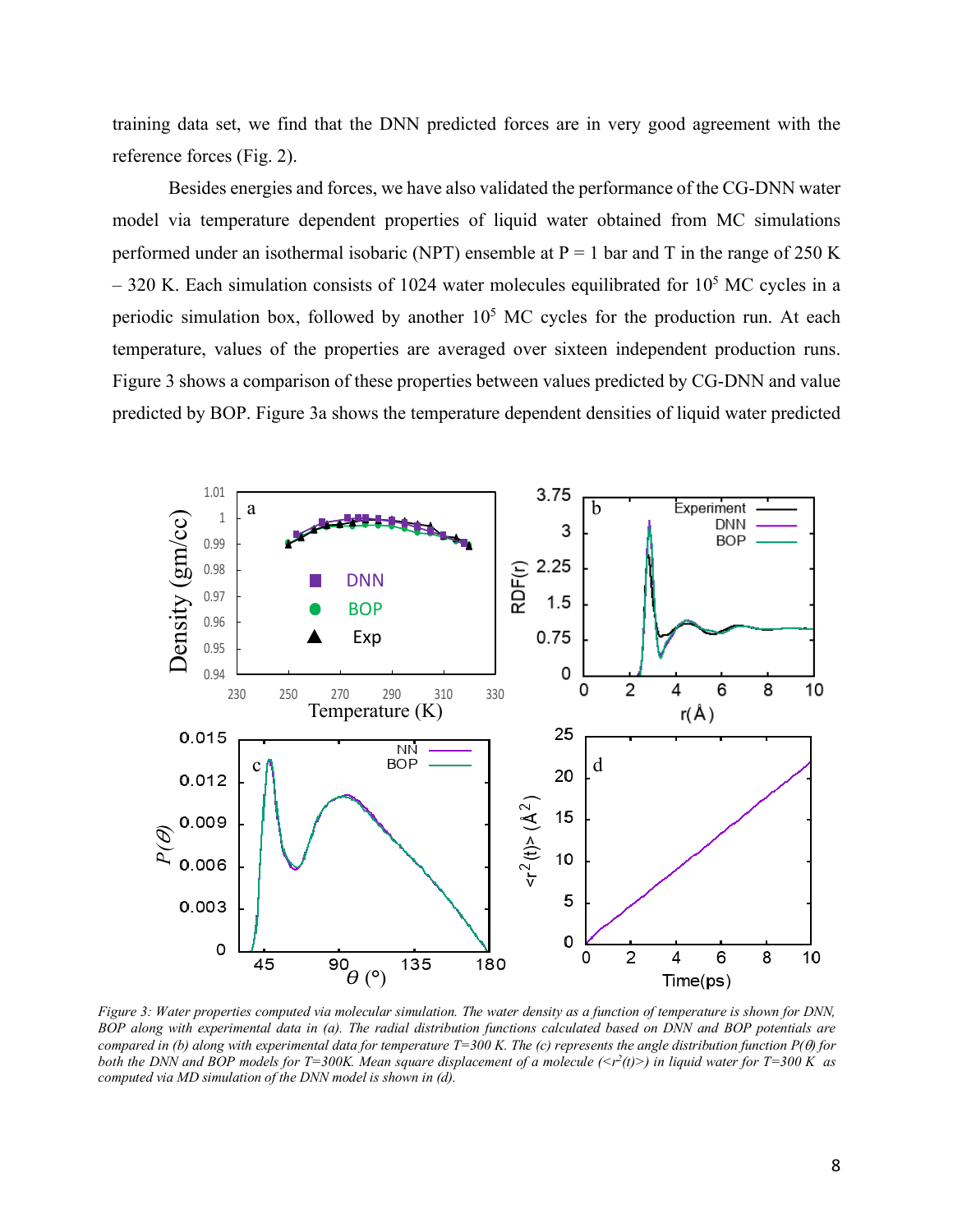training data set, we find that the DNN predicted forces are in very good agreement with the reference forces (Fig. 2).

Besides energies and forces, we have also validated the performance of the CG-DNN water model via temperature dependent properties of liquid water obtained from MC simulations performed under an isothermal isobaric (NPT) ensemble at P = 1 bar and T in the range of 250 K – 320 K. Each simulation consists of 1024 water molecules equilibrated for $10^5$ MC cycles in a periodic simulation box, followed by another $10^5$ MC cycles for the production run. At each temperature, values of the properties are averaged over sixteen independent production runs. Figure 3 shows a comparison of these properties between values predicted by CG-DNN and value predicted by BOP. Figure 3a shows the temperature dependent densities of liquid water predicted

*Figure 3: Water properties computed via molecular simulation. The water density as a function of temperature is shown for DNN, BOP along with experimental data in (a). The radial distribution functions calculated based on DNN and BOP potentials are compared in (b) along with experimental data for temperature T=300 K. The (c) represents the angle distribution function $P(\theta)$ for both the DNN and BOP models for T=300K. Mean square displacement of a molecule ($<r^2(t)>$) in liquid water for T=300 K as computed via MD simulation of the DNN model is shown in (d).*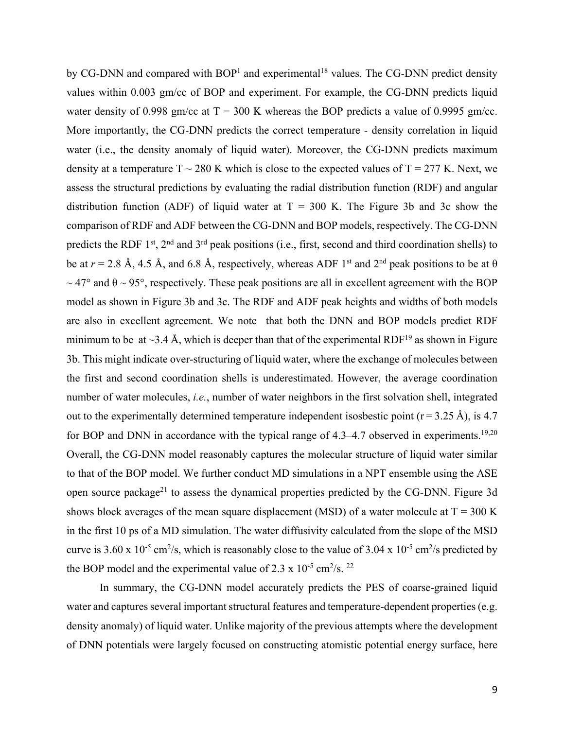by CG-DNN and compared with BOP[1] and experimental[18] values. The CG-DNN predict density values within 0.003 gm/cc of BOP and experiment. For example, the CG-DNN predicts liquid water density of 0.998 gm/cc at T = 300 K whereas the BOP predicts a value of 0.9995 gm/cc. More importantly, the CG-DNN predicts the correct temperature - density correlation in liquid water (i.e., the density anomaly of liquid water). Moreover, the CG-DNN predicts maximum density at a temperature T ~ 280 K which is close to the expected values of T = 277 K. Next, we assess the structural predictions by evaluating the radial distribution function (RDF) and angular distribution function (ADF) of liquid water at T = 300 K. The Figure 3b and 3c show the comparison of RDF and ADF between the CG-DNN and BOP models, respectively. The CG-DNN predicts the RDF 1st, 2nd and 3rd peak positions (i.e., first, second and third coordination shells) to be at *r* = 2.8 Å, 4.5 Å, and 6.8 Å, respectively, whereas ADF 1st and 2nd peak positions to be at $\theta \sim 47°$ and $\theta \sim 95°$, respectively. These peak positions are all in excellent agreement with the BOP model as shown in Figure 3b and 3c. The RDF and ADF peak heights and widths of both models are also in excellent agreement. We note that both the DNN and BOP models predict RDF minimum to be at ~3.4 Å, which is deeper than that of the experimental RDF[19] as shown in Figure 3b. This might indicate over-structuring of liquid water, where the exchange of molecules between the first and second coordination shells is underestimated. However, the average coordination number of water molecules, *i.e.*, number of water neighbors in the first solvation shell, integrated out to the experimentally determined temperature independent isosbestic point (r = 3.25 Å), is 4.7 for BOP and DNN in accordance with the typical range of 4.3–4.7 observed in experiments.[19,20] Overall, the CG-DNN model reasonably captures the molecular structure of liquid water similar to that of the BOP model. We further conduct MD simulations in a NPT ensemble using the ASE open source package[21] to assess the dynamical properties predicted by the CG-DNN. Figure 3d shows block averages of the mean square displacement (MSD) of a water molecule at T = 300 K in the first 10 ps of a MD simulation. The water diffusivity calculated from the slope of the MSD curve is $3.60 \times 10^{-5}$ cm$^2$/s, which is reasonably close to the value of $3.04 \times 10^{-5}$ cm$^2$/s predicted by the BOP model and the experimental value of $2.3 \times 10^{-5}$ cm$^2$/s. [22]

In summary, the CG-DNN model accurately predicts the PES of coarse-grained liquid water and captures several important structural features and temperature-dependent properties (e.g. density anomaly) of liquid water. Unlike majority of the previous attempts where the development of DNN potentials were largely focused on constructing atomistic potential energy surface, here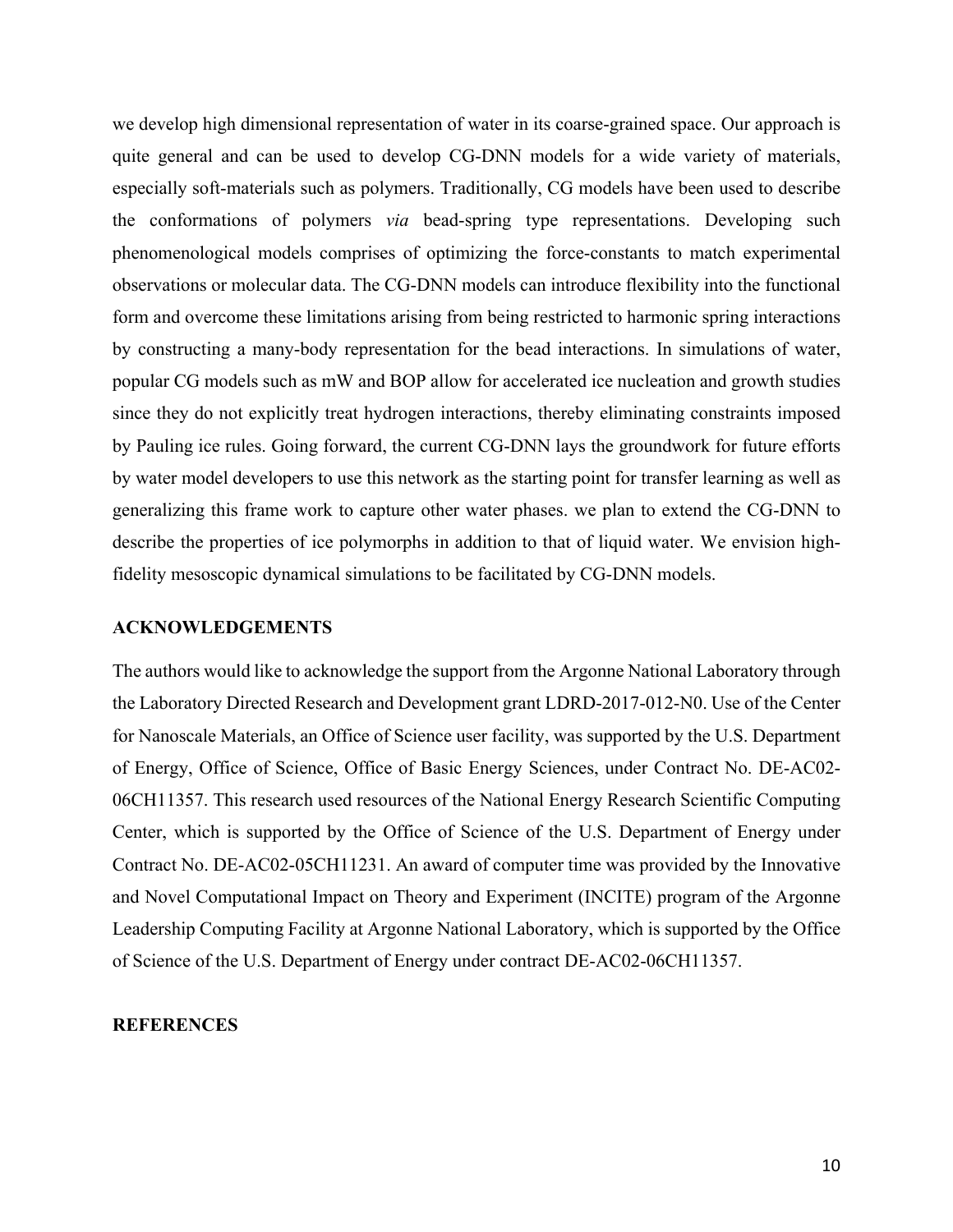we develop high dimensional representation of water in its coarse-grained space. Our approach is quite general and can be used to develop CG-DNN models for a wide variety of materials, especially soft-materials such as polymers. Traditionally, CG models have been used to describe the conformations of polymers *via* bead-spring type representations. Developing such phenomenological models comprises of optimizing the force-constants to match experimental observations or molecular data. The CG-DNN models can introduce flexibility into the functional form and overcome these limitations arising from being restricted to harmonic spring interactions by constructing a many-body representation for the bead interactions. In simulations of water, popular CG models such as mW and BOP allow for accelerated ice nucleation and growth studies since they do not explicitly treat hydrogen interactions, thereby eliminating constraints imposed by Pauling ice rules. Going forward, the current CG-DNN lays the groundwork for future efforts by water model developers to use this network as the starting point for transfer learning as well as generalizing this frame work to capture other water phases. we plan to extend the CG-DNN to describe the properties of ice polymorphs in addition to that of liquid water. We envision high-fidelity mesoscopic dynamical simulations to be facilitated by CG-DNN models.

## ACKNOWLEDGEMENTS

The authors would like to acknowledge the support from the Argonne National Laboratory through the Laboratory Directed Research and Development grant LDRD-2017-012-N0. Use of the Center for Nanoscale Materials, an Office of Science user facility, was supported by the U.S. Department of Energy, Office of Science, Office of Basic Energy Sciences, under Contract No. DE-AC02-06CH11357. This research used resources of the National Energy Research Scientific Computing Center, which is supported by the Office of Science of the U.S. Department of Energy under Contract No. DE-AC02-05CH11231. An award of computer time was provided by the Innovative and Novel Computational Impact on Theory and Experiment (INCITE) program of the Argonne Leadership Computing Facility at Argonne National Laboratory, which is supported by the Office of Science of the U.S. Department of Energy under contract DE-AC02-06CH11357.

## REFERENCES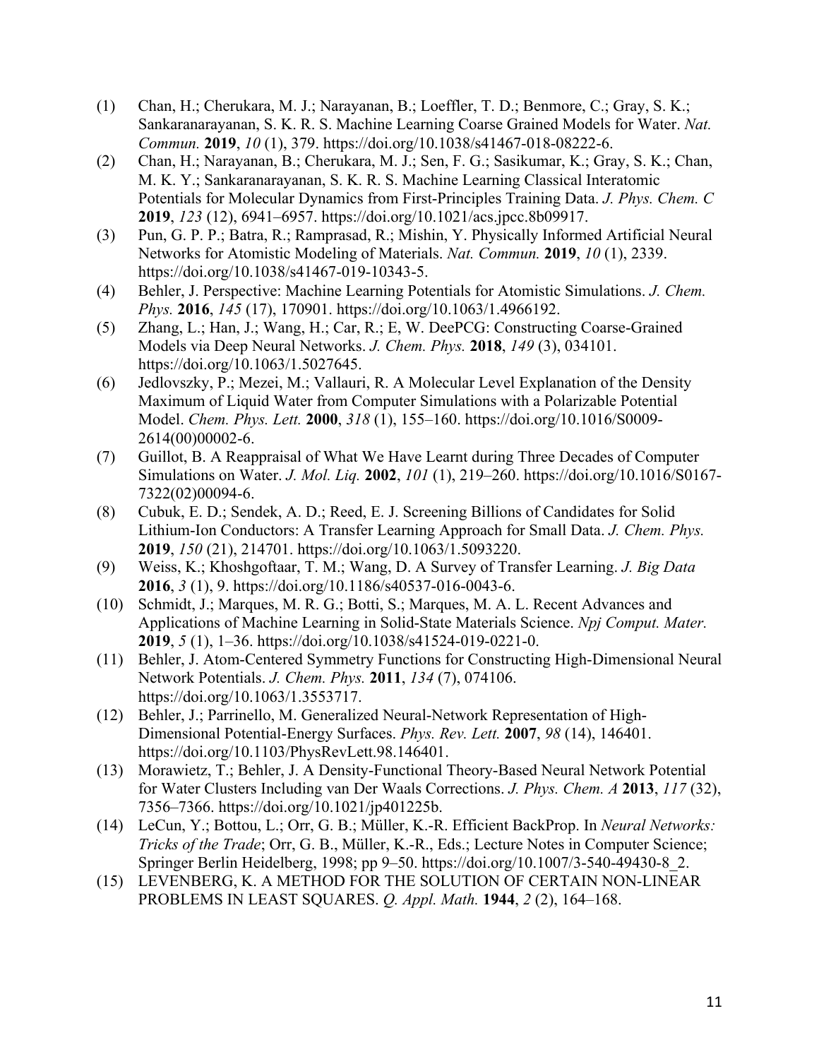(1) Chan, H.; Cherukara, M. J.; Narayanan, B.; Loeffler, T. D.; Benmore, C.; Gray, S. K.; Sankaranarayanan, S. K. R. S. Machine Learning Coarse Grained Models for Water. *Nat. Commun.* **2019**, *10* (1), 379. https://doi.org/10.1038/s41467-018-08222-6.

(2) Chan, H.; Narayanan, B.; Cherukara, M. J.; Sen, F. G.; Sasikumar, K.; Gray, S. K.; Chan, M. K. Y.; Sankaranarayanan, S. K. R. S. Machine Learning Classical Interatomic Potentials for Molecular Dynamics from First-Principles Training Data. *J. Phys. Chem. C* **2019**, *123* (12), 6941–6957. https://doi.org/10.1021/acs.jpcc.8b09917.

(3) Pun, G. P. P.; Batra, R.; Ramprasad, R.; Mishin, Y. Physically Informed Artificial Neural Networks for Atomistic Modeling of Materials. *Nat. Commun.* **2019**, *10* (1), 2339. https://doi.org/10.1038/s41467-019-10343-5.

(4) Behler, J. Perspective: Machine Learning Potentials for Atomistic Simulations. *J. Chem. Phys.* **2016**, *145* (17), 170901. https://doi.org/10.1063/1.4966192.

(5) Zhang, L.; Han, J.; Wang, H.; Car, R.; E, W. DeePCG: Constructing Coarse-Grained Models via Deep Neural Networks. *J. Chem. Phys.* **2018**, *149* (3), 034101. https://doi.org/10.1063/1.5027645.

(6) Jedlovszky, P.; Mezei, M.; Vallauri, R. A Molecular Level Explanation of the Density Maximum of Liquid Water from Computer Simulations with a Polarizable Potential Model. *Chem. Phys. Lett.* **2000**, *318* (1), 155–160. https://doi.org/10.1016/S0009-2614(00)00002-6.

(7) Guillot, B. A Reappraisal of What We Have Learnt during Three Decades of Computer Simulations on Water. *J. Mol. Liq.* **2002**, *101* (1), 219–260. https://doi.org/10.1016/S0167-7322(02)00094-6.

(8) Cubuk, E. D.; Sendek, A. D.; Reed, E. J. Screening Billions of Candidates for Solid Lithium-Ion Conductors: A Transfer Learning Approach for Small Data. *J. Chem. Phys.* **2019**, *150* (21), 214701. https://doi.org/10.1063/1.5093220.

(9) Weiss, K.; Khoshgoftaar, T. M.; Wang, D. A Survey of Transfer Learning. *J. Big Data* **2016**, *3* (1), 9. https://doi.org/10.1186/s40537-016-0043-6.

(10) Schmidt, J.; Marques, M. R. G.; Botti, S.; Marques, M. A. L. Recent Advances and Applications of Machine Learning in Solid-State Materials Science. *Npj Comput. Mater.* **2019**, *5* (1), 1–36. https://doi.org/10.1038/s41524-019-0221-0.

(11) Behler, J. Atom-Centered Symmetry Functions for Constructing High-Dimensional Neural Network Potentials. *J. Chem. Phys.* **2011**, *134* (7), 074106. https://doi.org/10.1063/1.3553717.

(12) Behler, J.; Parrinello, M. Generalized Neural-Network Representation of High-Dimensional Potential-Energy Surfaces. *Phys. Rev. Lett.* **2007**, *98* (14), 146401. https://doi.org/10.1103/PhysRevLett.98.146401.

(13) Morawietz, T.; Behler, J. A Density-Functional Theory-Based Neural Network Potential for Water Clusters Including van Der Waals Corrections. *J. Phys. Chem. A* **2013**, *117* (32), 7356–7366. https://doi.org/10.1021/jp401225b.

(14) LeCun, Y.; Bottou, L.; Orr, G. B.; Müller, K.-R. Efficient BackProp. In *Neural Networks: Tricks of the Trade*; Orr, G. B., Müller, K.-R., Eds.; Lecture Notes in Computer Science; Springer Berlin Heidelberg, 1998; pp 9–50. https://doi.org/10.1007/3-540-49430-8_2.

(15) LEVENBERG, K. A METHOD FOR THE SOLUTION OF CERTAIN NON-LINEAR PROBLEMS IN LEAST SQUARES. *Q. Appl. Math.* **1944**, *2* (2), 164–168.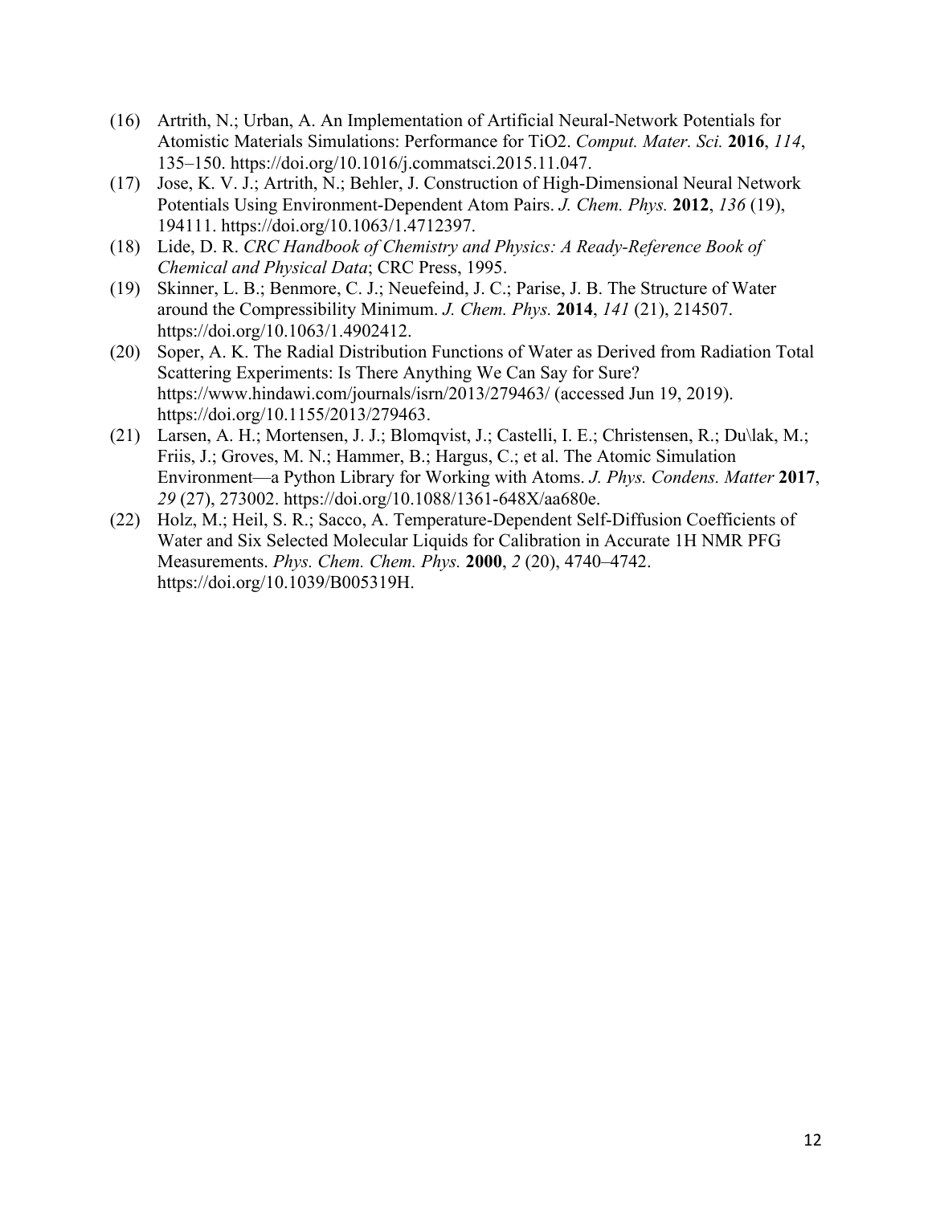(16) Artrith, N.; Urban, A. An Implementation of Artificial Neural-Network Potentials for Atomistic Materials Simulations: Performance for TiO2. *Comput. Mater. Sci.* **2016**, *114*, 135–150. https://doi.org/10.1016/j.commatsci.2015.11.047.

(17) Jose, K. V. J.; Artrith, N.; Behler, J. Construction of High-Dimensional Neural Network Potentials Using Environment-Dependent Atom Pairs. *J. Chem. Phys.* **2012**, *136* (19), 194111. https://doi.org/10.1063/1.4712397.

(18) Lide, D. R. *CRC Handbook of Chemistry and Physics: A Ready-Reference Book of Chemical and Physical Data*; CRC Press, 1995.

(19) Skinner, L. B.; Benmore, C. J.; Neuefeind, J. C.; Parise, J. B. The Structure of Water around the Compressibility Minimum. *J. Chem. Phys.* **2014**, *141* (21), 214507. https://doi.org/10.1063/1.4902412.

(20) Soper, A. K. The Radial Distribution Functions of Water as Derived from Radiation Total Scattering Experiments: Is There Anything We Can Say for Sure? https://www.hindawi.com/journals/isrn/2013/279463/ (accessed Jun 19, 2019). https://doi.org/10.1155/2013/279463.

(21) Larsen, A. H.; Mortensen, J. J.; Blomqvist, J.; Castelli, I. E.; Christensen, R.; Du\lak, M.; Friis, J.; Groves, M. N.; Hammer, B.; Hargus, C.; et al. The Atomic Simulation Environment—a Python Library for Working with Atoms. *J. Phys. Condens. Matter* **2017**, *29* (27), 273002. https://doi.org/10.1088/1361-648X/aa680e.

(22) Holz, M.; Heil, S. R.; Sacco, A. Temperature-Dependent Self-Diffusion Coefficients of Water and Six Selected Molecular Liquids for Calibration in Accurate 1H NMR PFG Measurements. *Phys. Chem. Chem. Phys.* **2000**, *2* (20), 4740–4742. https://doi.org/10.1039/B005319H.